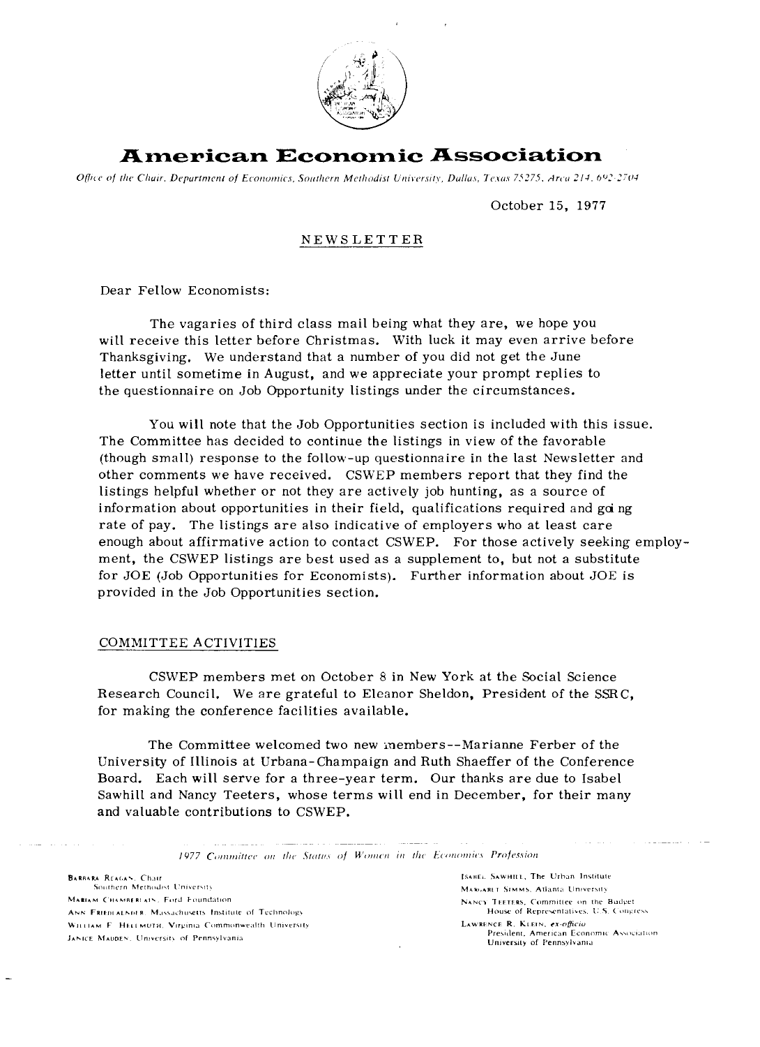# American Economic Association

*Office of the Chair, Department of Economics, Southern Methodist University, Dallas, Texas 75275, Area 214, 692-2704*

October 15, 1977

NEWSLETTER

Dear Fellow Economists:

The vagaries of third class mail being what they are, we hope you will receive this letter before Christmas. With luck it may even arrive before Thanksgiving. We understand that a number of you did not get the June letter until sometime in August, and we appreciate your prompt replies to the questionnaire on Job Opportunity listings under the circumstances.

You will note that the Job Opportunities section is included with this issue. The Committee has decided to continue the listings in view of the favorable (though small) response to the follow-up questionnaire in the last Newsletter and other comments we have received. CSWEP members report that they find the listings helpful whether or not they are actively job hunting, as a source of information about opportunities in their field, qualifications required and going rate of pay. The listings are also indicative of employers who at least care enough about affirmative action to contact CSWEP. For those actively seeking employment, the CSWEP listings are best used as a supplement to, but not a substitute for JOE (Job Opportunities for Economists). Further information about JOE is provided in the Job Opportunities section.

## COMMITTEE ACTIVITIES

CSWEP members met on October 8 in New York at the Social Science Research Council. We are grateful to Eleanor Sheldon, President of the SSRC, for making the conference facilities available.

The Committee welcomed two new members--Marianne Ferber of the University of Illinois at Urbana-Champaign and Ruth Shaeffer of the Conference Board. Each will serve for a three-year term. Our thanks are due to Isabel Sawhill and Nancy Teeters, whose terms will end in December, for their many and valuable contributions to CSWEP.

---

*1977 Committee on the Status of Women in the Economics Profession*

BARBARA REAGAN, Chair, Southern Methodist University
MARIAM CHAMBERLAIN, Ford Foundation
ANN FRIEDLAENDER, Massachusetts Institute of Technology
WILLIAM F. HELLMUTH, Virginia Commonwealth University
JANICE MADDEN, University of Pennsylvania
ISABEL SAWHILL, The Urban Institute
MARGARET SIMMS, Atlanta University
NANCY TEETERS, Committee on the Budget, House of Representatives, U. S. Congress
LAWRENCE R. KLEIN, *ex-officio*, President, American Economic Association, University of Pennsylvania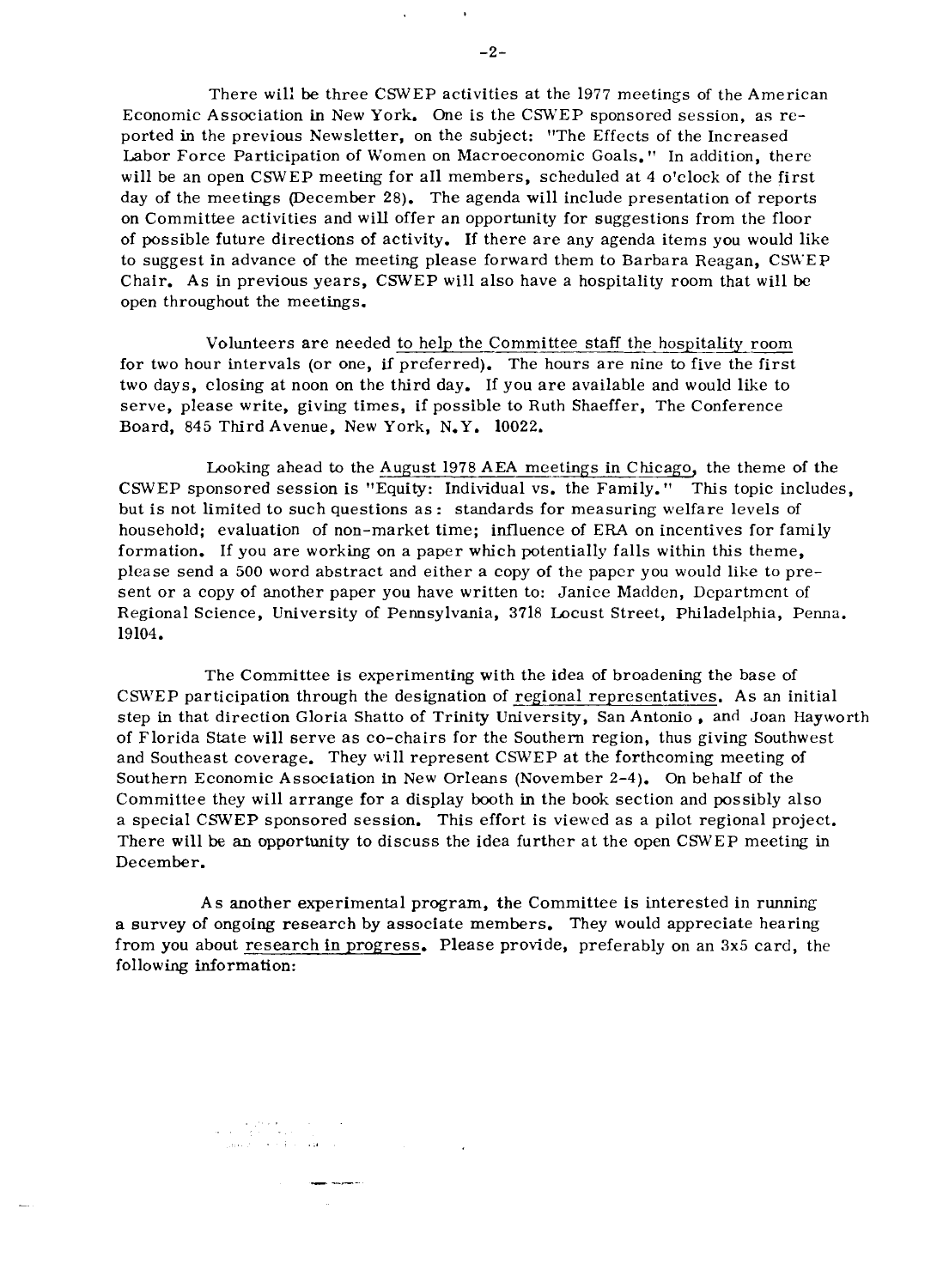There will be three CSWEP activities at the 1977 meetings of the American Economic Association in New York. One is the CSWEP sponsored session, as reported in the previous Newsletter, on the subject: "The Effects of the Increased Labor Force Participation of Women on Macroeconomic Goals." In addition, there will be an open CSWEP meeting for all members, scheduled at 4 o'clock of the first day of the meetings (December 28). The agenda will include presentation of reports on Committee activities and will offer an opportunity for suggestions from the floor of possible future directions of activity. If there are any agenda items you would like to suggest in advance of the meeting please forward them to Barbara Reagan, CSWEP Chair. As in previous years, CSWEP will also have a hospitality room that will be open throughout the meetings.

Volunteers are needed to help the Committee staff the hospitality room for two hour intervals (or one, if preferred). The hours are nine to five the first two days, closing at noon on the third day. If you are available and would like to serve, please write, giving times, if possible to Ruth Shaeffer, The Conference Board, 845 Third Avenue, New York, N.Y. 10022.

Looking ahead to the August 1978 AEA meetings in Chicago, the theme of the CSWEP sponsored session is "Equity: Individual vs. the Family." This topic includes, but is not limited to such questions as: standards for measuring welfare levels of household; evaluation of non-market time; influence of ERA on incentives for family formation. If you are working on a paper which potentially falls within this theme, please send a 500 word abstract and either a copy of the paper you would like to present or a copy of another paper you have written to: Janice Madden, Department of Regional Science, University of Pennsylvania, 3718 Locust Street, Philadelphia, Penna. 19104.

The Committee is experimenting with the idea of broadening the base of CSWEP participation through the designation of regional representatives. As an initial step in that direction Gloria Shatto of Trinity University, San Antonio, and Joan Hayworth of Florida State will serve as co-chairs for the Southern region, thus giving Southwest and Southeast coverage. They will represent CSWEP at the forthcoming meeting of Southern Economic Association in New Orleans (November 2-4). On behalf of the Committee they will arrange for a display booth in the book section and possibly also a special CSWEP sponsored session. This effort is viewed as a pilot regional project. There will be an opportunity to discuss the idea further at the open CSWEP meeting in December.

As another experimental program, the Committee is interested in running a survey of ongoing research by associate members. They would appreciate hearing from you about research in progress. Please provide, preferably on an 3x5 card, the following information: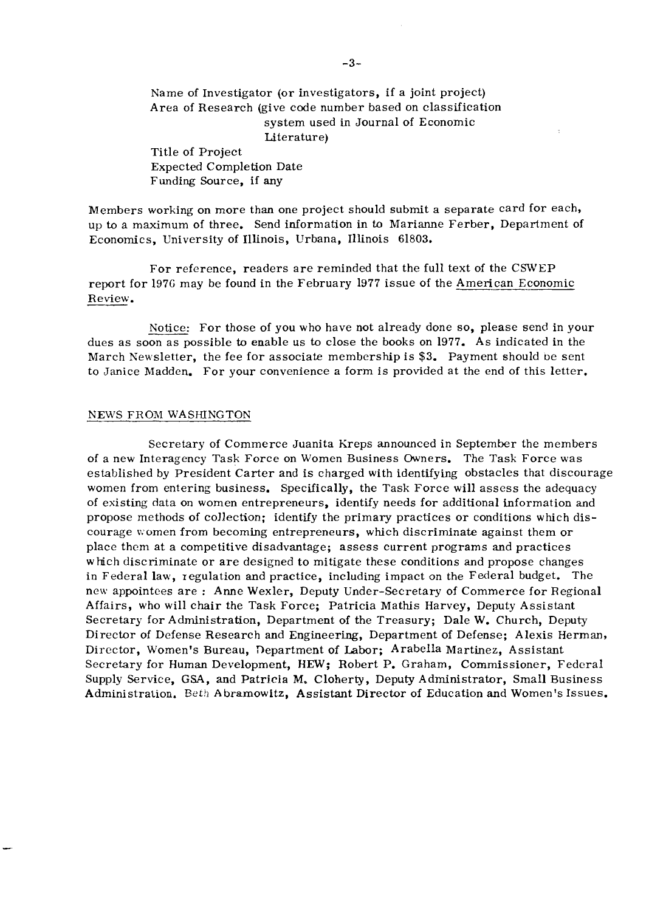Name of Investigator (or investigators, if a joint project)
Area of Research (give code number based on classification system used in Journal of Economic Literature)
Title of Project
Expected Completion Date
Funding Source, if any

Members working on more than one project should submit a separate card for each, up to a maximum of three. Send information in to Marianne Ferber, Department of Economics, University of Illinois, Urbana, Illinois 61803.

For reference, readers are reminded that the full text of the CSWEP report for 1976 may be found in the February 1977 issue of the American Economic Review.

Notice: For those of you who have not already done so, please send in your dues as soon as possible to enable us to close the books on 1977. As indicated in the March Newsletter, the fee for associate membership is $3. Payment should be sent to Janice Madden. For your convenience a form is provided at the end of this letter.

## NEWS FROM WASHINGTON

Secretary of Commerce Juanita Kreps announced in September the members of a new Interagency Task Force on Women Business Owners. The Task Force was established by President Carter and is charged with identifying obstacles that discourage women from entering business. Specifically, the Task Force will assess the adequacy of existing data on women entrepreneurs, identify needs for additional information and propose methods of collection; identify the primary practices or conditions which discourage women from becoming entrepreneurs, which discriminate against them or place them at a competitive disadvantage; assess current programs and practices which discriminate or are designed to mitigate these conditions and propose changes in Federal law, regulation and practice, including impact on the Federal budget. The new appointees are : Anne Wexler, Deputy Under-Secretary of Commerce for Regional Affairs, who will chair the Task Force; Patricia Mathis Harvey, Deputy Assistant Secretary for Administration, Department of the Treasury; Dale W. Church, Deputy Director of Defense Research and Engineering, Department of Defense; Alexis Herman, Director, Women's Bureau, Department of Labor; Arabella Martinez, Assistant Secretary for Human Development, HEW; Robert P. Graham, Commissioner, Federal Supply Service, GSA, and Patricia M. Cloherty, Deputy Administrator, Small Business Administration. Beth Abramowitz, Assistant Director of Education and Women's Issues.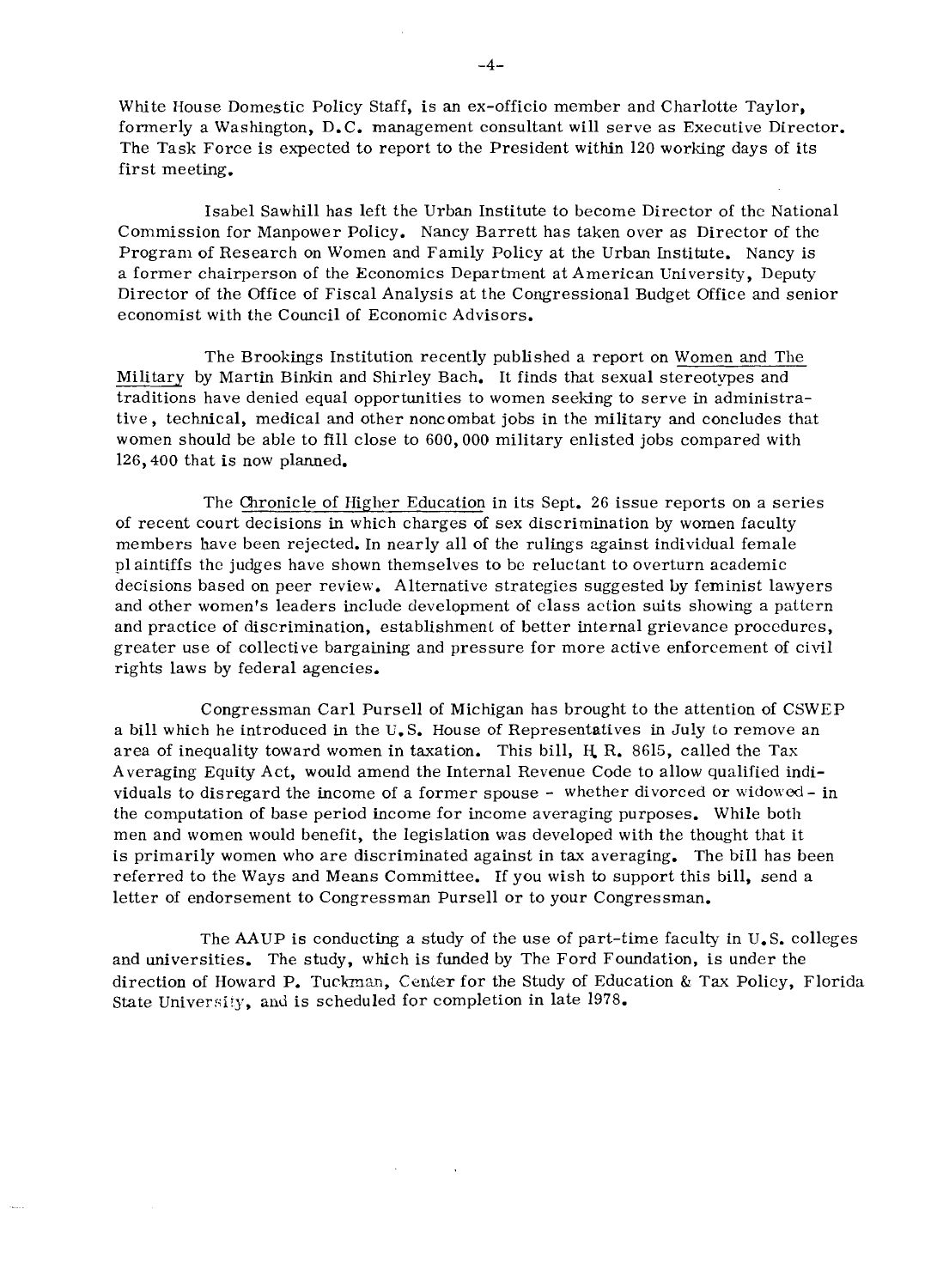White House Domestic Policy Staff, is an ex-officio member and Charlotte Taylor, formerly a Washington, D.C. management consultant will serve as Executive Director. The Task Force is expected to report to the President within 120 working days of its first meeting.

Isabel Sawhill has left the Urban Institute to become Director of the National Commission for Manpower Policy. Nancy Barrett has taken over as Director of the Program of Research on Women and Family Policy at the Urban Institute. Nancy is a former chairperson of the Economics Department at American University, Deputy Director of the Office of Fiscal Analysis at the Congressional Budget Office and senior economist with the Council of Economic Advisors.

The Brookings Institution recently published a report on Women and The Military by Martin Binkin and Shirley Bach. It finds that sexual stereotypes and traditions have denied equal opportunities to women seeking to serve in administrative, technical, medical and other noncombat jobs in the military and concludes that women should be able to fill close to 600,000 military enlisted jobs compared with 126,400 that is now planned.

The Chronicle of Higher Education in its Sept. 26 issue reports on a series of recent court decisions in which charges of sex discrimination by women faculty members have been rejected. In nearly all of the rulings against individual female plaintiffs the judges have shown themselves to be reluctant to overturn academic decisions based on peer review. Alternative strategies suggested by feminist lawyers and other women's leaders include development of class action suits showing a pattern and practice of discrimination, establishment of better internal grievance procedures, greater use of collective bargaining and pressure for more active enforcement of civil rights laws by federal agencies.

Congressman Carl Pursell of Michigan has brought to the attention of CSWEP a bill which he introduced in the U.S. House of Representatives in July to remove an area of inequality toward women in taxation. This bill, H. R. 8615, called the Tax Averaging Equity Act, would amend the Internal Revenue Code to allow qualified individuals to disregard the income of a former spouse - whether divorced or widowed - in the computation of base period income for income averaging purposes. While both men and women would benefit, the legislation was developed with the thought that it is primarily women who are discriminated against in tax averaging. The bill has been referred to the Ways and Means Committee. If you wish to support this bill, send a letter of endorsement to Congressman Pursell or to your Congressman.

The AAUP is conducting a study of the use of part-time faculty in U.S. colleges and universities. The study, which is funded by The Ford Foundation, is under the direction of Howard P. Tuckman, Center for the Study of Education & Tax Policy, Florida State University, and is scheduled for completion in late 1978.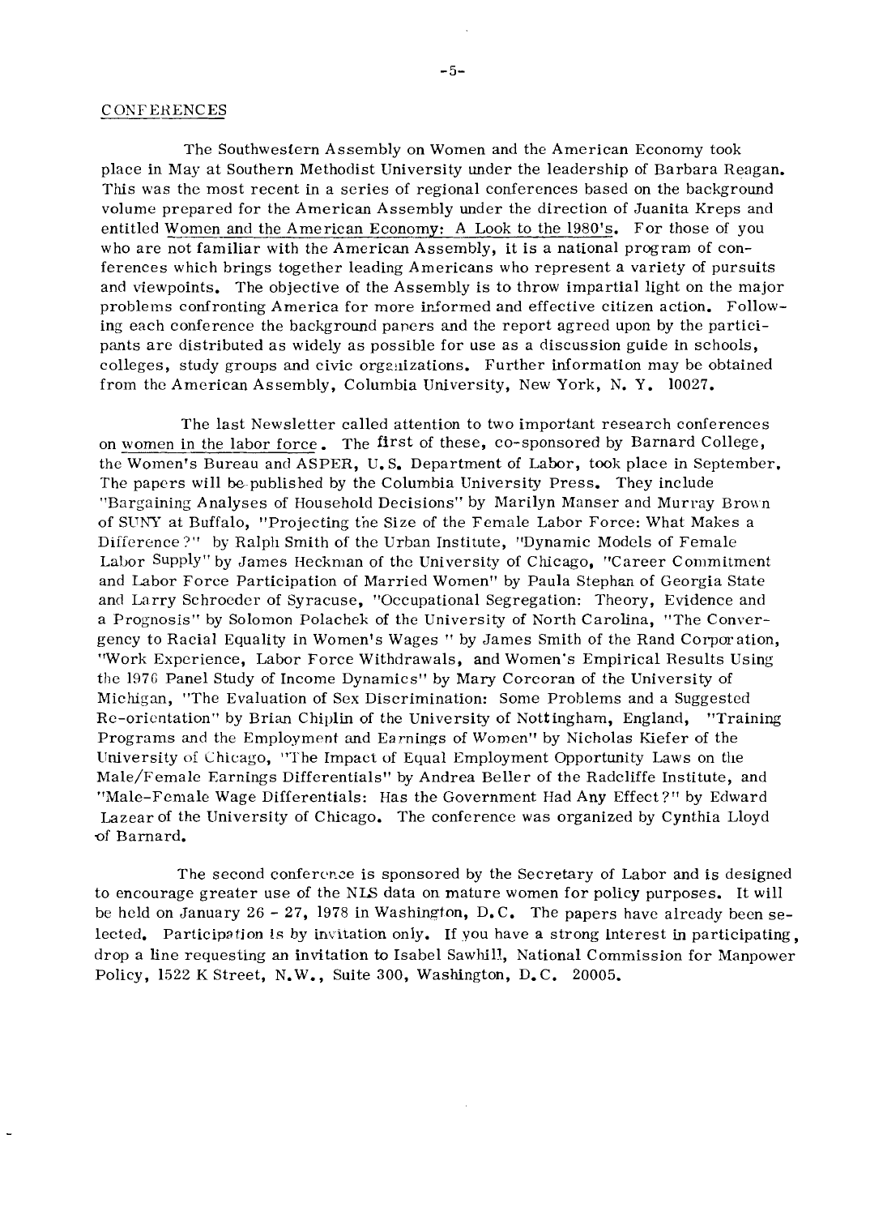## CONFERENCES

The Southwestern Assembly on Women and the American Economy took place in May at Southern Methodist University under the leadership of Barbara Reagan. This was the most recent in a series of regional conferences based on the background volume prepared for the American Assembly under the direction of Juanita Kreps and entitled Women and the American Economy: A Look to the 1980's. For those of you who are not familiar with the American Assembly, it is a national program of conferences which brings together leading Americans who represent a variety of pursuits and viewpoints. The objective of the Assembly is to throw impartial light on the major problems confronting America for more informed and effective citizen action. Following each conference the background papers and the report agreed upon by the participants are distributed as widely as possible for use as a discussion guide in schools, colleges, study groups and civic organizations. Further information may be obtained from the American Assembly, Columbia University, New York, N. Y. 10027.

The last Newsletter called attention to two important research conferences on women in the labor force. The first of these, co-sponsored by Barnard College, the Women's Bureau and ASPER, U.S. Department of Labor, took place in September. The papers will be published by the Columbia University Press. They include "Bargaining Analyses of Household Decisions" by Marilyn Manser and Murray Brown of SUNY at Buffalo, "Projecting the Size of the Female Labor Force: What Makes a Difference?" by Ralph Smith of the Urban Institute, "Dynamic Models of Female Labor Supply" by James Heckman of the University of Chicago, "Career Commitment and Labor Force Participation of Married Women" by Paula Stephan of Georgia State and Larry Schroeder of Syracuse, "Occupational Segregation: Theory, Evidence and a Prognosis" by Solomon Polachek of the University of North Carolina, "The Convergency to Racial Equality in Women's Wages " by James Smith of the Rand Corporation, "Work Experience, Labor Force Withdrawals, and Women's Empirical Results Using the 1976 Panel Study of Income Dynamics" by Mary Corcoran of the University of Michigan, "The Evaluation of Sex Discrimination: Some Problems and a Suggested Re-orientation" by Brian Chiplin of the University of Nottingham, England, "Training Programs and the Employment and Earnings of Women" by Nicholas Kiefer of the University of Chicago, "The Impact of Equal Employment Opportunity Laws on the Male/Female Earnings Differentials" by Andrea Beller of the Radcliffe Institute, and "Male-Female Wage Differentials: Has the Government Had Any Effect?" by Edward Lazear of the University of Chicago. The conference was organized by Cynthia Lloyd of Barnard.

The second conference is sponsored by the Secretary of Labor and is designed to encourage greater use of the NLS data on mature women for policy purposes. It will be held on January 26 - 27, 1978 in Washington, D.C. The papers have already been selected. Participation is by invitation only. If you have a strong interest in participating, drop a line requesting an invitation to Isabel Sawhill, National Commission for Manpower Policy, 1522 K Street, N.W., Suite 300, Washington, D.C. 20005.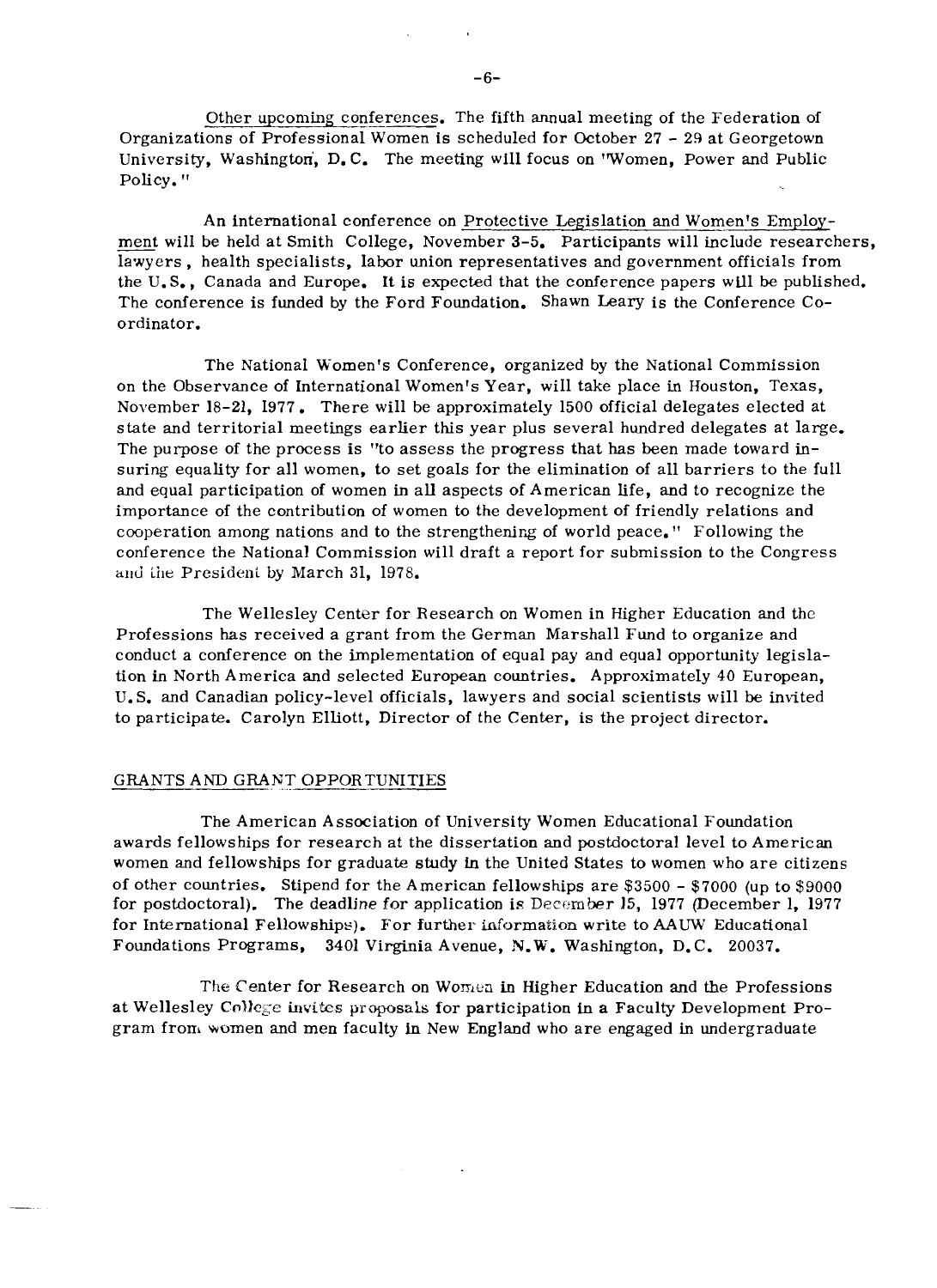Other upcoming conferences. The fifth annual meeting of the Federation of Organizations of Professional Women is scheduled for October 27 - 29 at Georgetown University, Washington, D.C. The meeting will focus on "Women, Power and Public Policy."

An international conference on Protective Legislation and Women's Employment will be held at Smith College, November 3-5. Participants will include researchers, lawyers, health specialists, labor union representatives and government officials from the U.S., Canada and Europe. It is expected that the conference papers will be published. The conference is funded by the Ford Foundation. Shawn Leary is the Conference Coordinator.

The National Women's Conference, organized by the National Commission on the Observance of International Women's Year, will take place in Houston, Texas, November 18-21, 1977. There will be approximately 1500 official delegates elected at state and territorial meetings earlier this year plus several hundred delegates at large. The purpose of the process is "to assess the progress that has been made toward insuring equality for all women, to set goals for the elimination of all barriers to the full and equal participation of women in all aspects of American life, and to recognize the importance of the contribution of women to the development of friendly relations and cooperation among nations and to the strengthening of world peace." Following the conference the National Commission will draft a report for submission to the Congress and the President by March 31, 1978.

The Wellesley Center for Research on Women in Higher Education and the Professions has received a grant from the German Marshall Fund to organize and conduct a conference on the implementation of equal pay and equal opportunity legislation in North America and selected European countries. Approximately 40 European, U.S. and Canadian policy-level officials, lawyers and social scientists will be invited to participate. Carolyn Elliott, Director of the Center, is the project director.

## GRANTS AND GRANT OPPORTUNITIES

The American Association of University Women Educational Foundation awards fellowships for research at the dissertation and postdoctoral level to American women and fellowships for graduate study in the United States to women who are citizens of other countries. Stipend for the American fellowships are $3500 - $7000 (up to $9000 for postdoctoral). The deadline for application is December 15, 1977 (December 1, 1977 for International Fellowships). For further information write to AAUW Educational Foundations Programs, 3401 Virginia Avenue, N.W. Washington, D.C. 20037.

The Center for Research on Women in Higher Education and the Professions at Wellesley College invites proposals for participation in a Faculty Development Program from women and men faculty in New England who are engaged in undergraduate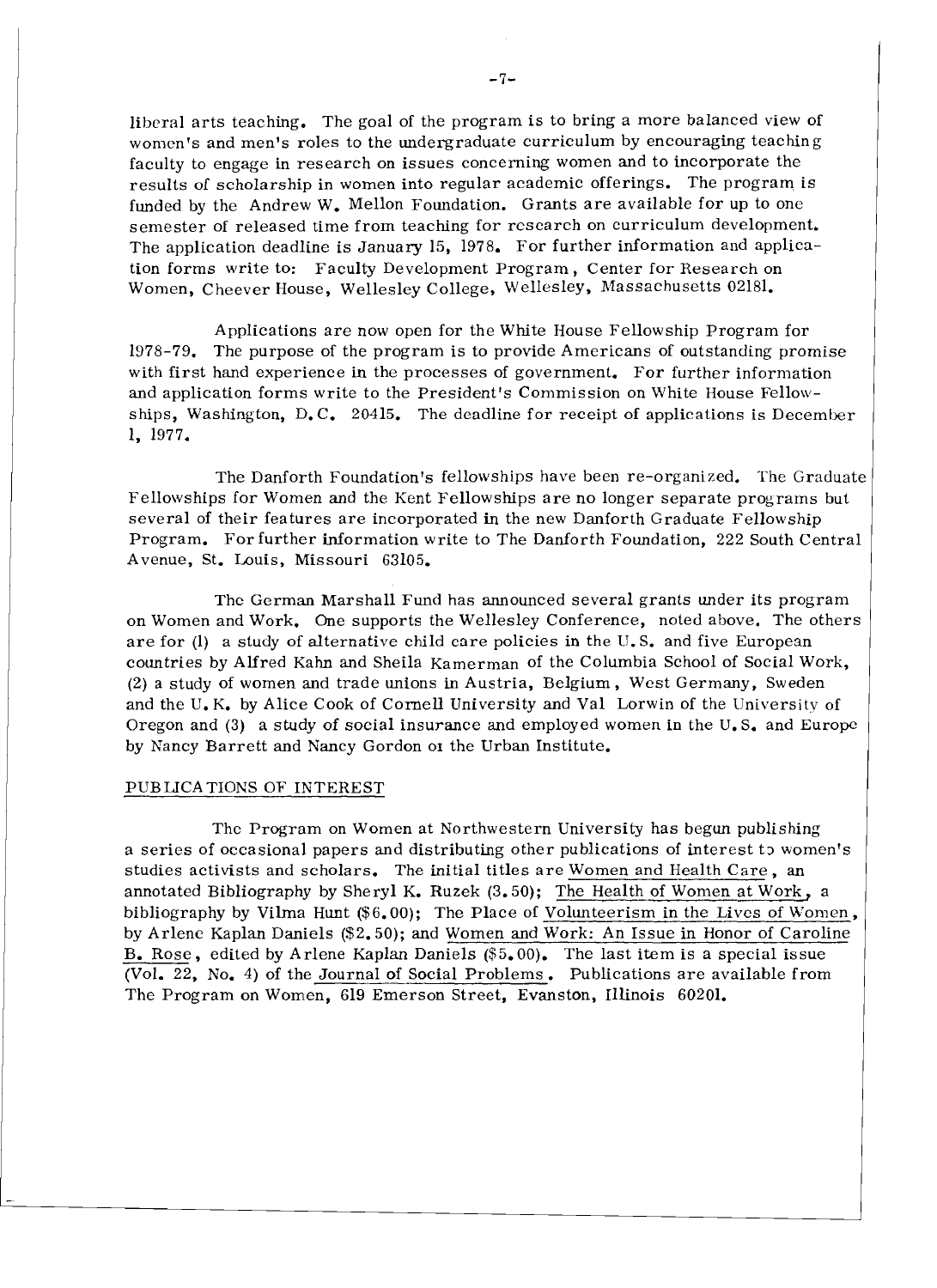liberal arts teaching. The goal of the program is to bring a more balanced view of women's and men's roles to the undergraduate curriculum by encouraging teaching faculty to engage in research on issues concerning women and to incorporate the results of scholarship in women into regular academic offerings. The program is funded by the Andrew W. Mellon Foundation. Grants are available for up to one semester of released time from teaching for research on curriculum development. The application deadline is January 15, 1978. For further information and application forms write to: Faculty Development Program, Center for Research on Women, Cheever House, Wellesley College, Wellesley, Massachusetts 02181.

Applications are now open for the White House Fellowship Program for 1978-79. The purpose of the program is to provide Americans of outstanding promise with first hand experience in the processes of government. For further information and application forms write to the President's Commission on White House Fellowships, Washington, D.C. 20415. The deadline for receipt of applications is December 1, 1977.

The Danforth Foundation's fellowships have been re-organized. The Graduate Fellowships for Women and the Kent Fellowships are no longer separate programs but several of their features are incorporated in the new Danforth Graduate Fellowship Program. For further information write to The Danforth Foundation, 222 South Central Avenue, St. Louis, Missouri 63105.

The German Marshall Fund has announced several grants under its program on Women and Work. One supports the Wellesley Conference, noted above. The others are for (1) a study of alternative child care policies in the U.S. and five European countries by Alfred Kahn and Sheila Kamerman of the Columbia School of Social Work, (2) a study of women and trade unions in Austria, Belgium, West Germany, Sweden and the U.K. by Alice Cook of Cornell University and Val Lorwin of the University of Oregon and (3) a study of social insurance and employed women in the U.S. and Europe by Nancy Barrett and Nancy Gordon of the Urban Institute.

## PUBLICATIONS OF INTEREST

The Program on Women at Northwestern University has begun publishing a series of occasional papers and distributing other publications of interest to women's studies activists and scholars. The initial titles are Women and Health Care, an annotated Bibliography by Sheryl K. Ruzek (3.50); The Health of Women at Work, a bibliography by Vilma Hunt ($6.00); The Place of Volunteerism in the Lives of Women, by Arlene Kaplan Daniels ($2.50); and Women and Work: An Issue in Honor of Caroline B. Rose, edited by Arlene Kaplan Daniels ($5.00). The last item is a special issue (Vol. 22, No. 4) of the Journal of Social Problems. Publications are available from The Program on Women, 619 Emerson Street, Evanston, Illinois 60201.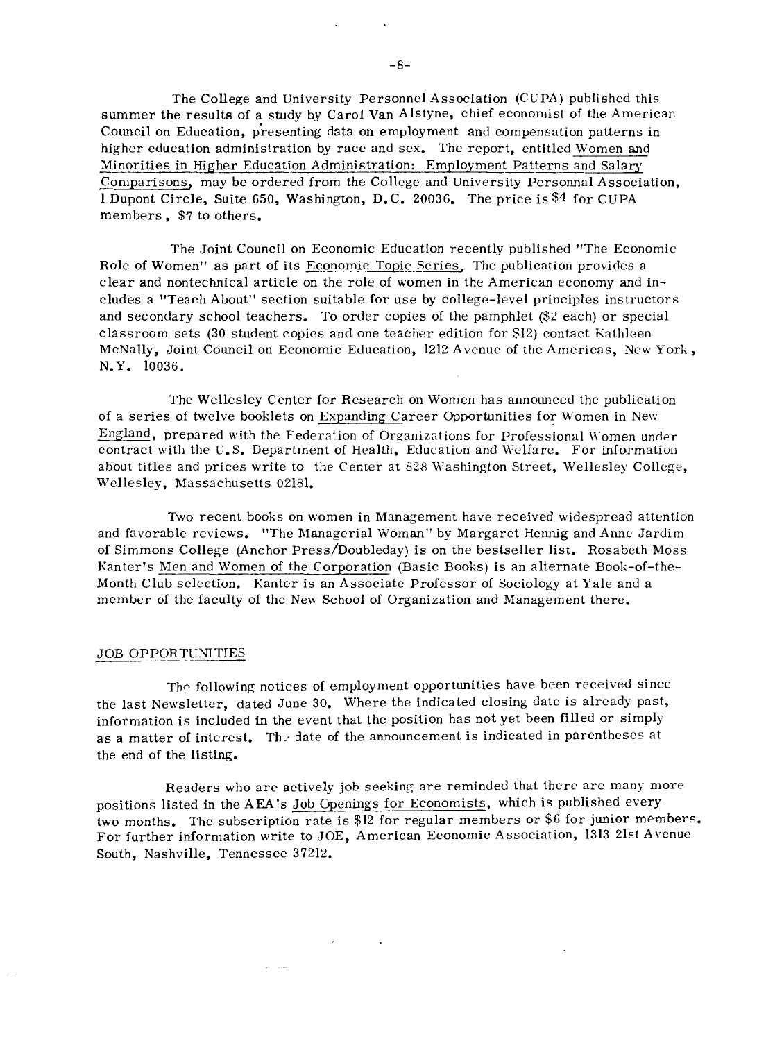The College and University Personnel Association (CUPA) published this summer the results of a study by Carol Van Alstyne, chief economist of the American Council on Education, presenting data on employment and compensation patterns in higher education administration by race and sex. The report, entitled Women and Minorities in Higher Education Administration: Employment Patterns and Salary Comparisons, may be ordered from the College and University Personnal Association, 1 Dupont Circle, Suite 650, Washington, D.C. 20036. The price is $4 for CUPA members, $7 to others.

The Joint Council on Economic Education recently published "The Economic Role of Women" as part of its Economic Topic Series. The publication provides a clear and nontechnical article on the role of women in the American economy and includes a "Teach About" section suitable for use by college-level principles instructors and secondary school teachers. To order copies of the pamphlet ($2 each) or special classroom sets (30 student copies and one teacher edition for $12) contact Kathleen McNally, Joint Council on Economic Education, 1212 Avenue of the Americas, New York, N.Y. 10036.

The Wellesley Center for Research on Women has announced the publication of a series of twelve booklets on Expanding Career Opportunities for Women in New England, prepared with the Federation of Organizations for Professional Women under contract with the U.S. Department of Health, Education and Welfare. For information about titles and prices write to the Center at 828 Washington Street, Wellesley College, Wellesley, Massachusetts 02181.

Two recent books on women in Management have received widespread attention and favorable reviews. "The Managerial Woman" by Margaret Hennig and Anne Jardim of Simmons College (Anchor Press/Doubleday) is on the bestseller list. Rosabeth Moss Kanter's Men and Women of the Corporation (Basic Books) is an alternate Book-of-the-Month Club selection. Kanter is an Associate Professor of Sociology at Yale and a member of the faculty of the New School of Organization and Management there.

## JOB OPPORTUNITIES

The following notices of employment opportunities have been received since the last Newsletter, dated June 30. Where the indicated closing date is already past, information is included in the event that the position has not yet been filled or simply as a matter of interest. The date of the announcement is indicated in parentheses at the end of the listing.

Readers who are actively job seeking are reminded that there are many more positions listed in the AEA's Job Openings for Economists, which is published every two months. The subscription rate is $12 for regular members or $6 for junior members. For further information write to JOE, American Economic Association, 1313 21st Avenue South, Nashville, Tennessee 37212.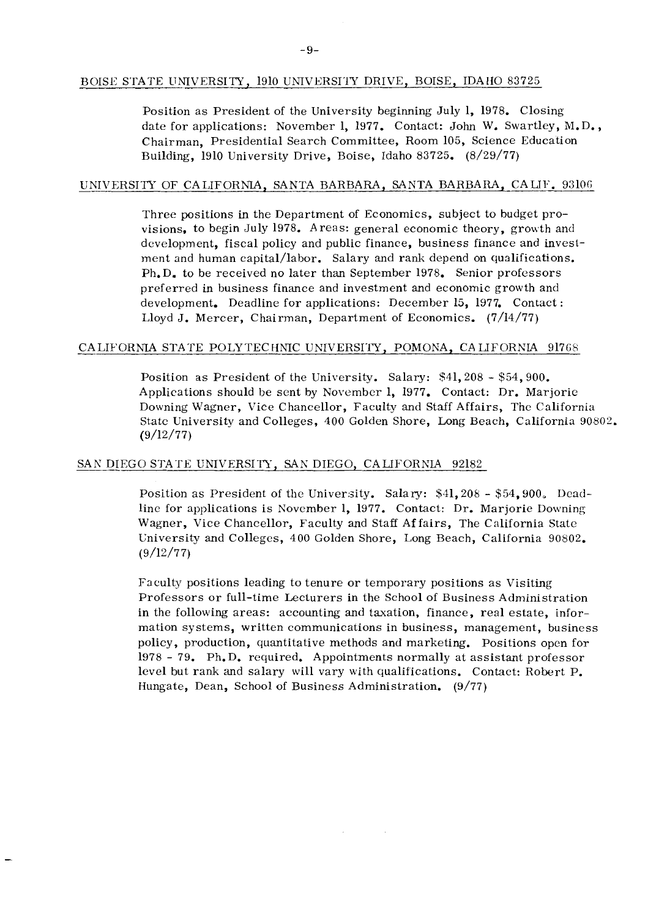## BOISE STATE UNIVERSITY, 1910 UNIVERSITY DRIVE, BOISE, IDAHO 83725

Position as President of the University beginning July 1, 1978. Closing date for applications: November 1, 1977. Contact: John W. Swartley, M.D., Chairman, Presidential Search Committee, Room 105, Science Education Building, 1910 University Drive, Boise, Idaho 83725. (8/29/77)

## UNIVERSITY OF CALIFORNIA, SANTA BARBARA, SANTA BARBARA, CALIF. 93106

Three positions in the Department of Economics, subject to budget provisions, to begin July 1978. Areas: general economic theory, growth and development, fiscal policy and public finance, business finance and investment and human capital/labor. Salary and rank depend on qualifications. Ph.D. to be received no later than September 1978. Senior professors preferred in business finance and investment and economic growth and development. Deadline for applications: December 15, 1977. Contact: Lloyd J. Mercer, Chairman, Department of Economics. (7/14/77)

## CALIFORNIA STATE POLYTECHNIC UNIVERSITY, POMONA, CALIFORNIA 91768

Position as President of the University. Salary: $41,208 - $54,900. Applications should be sent by November 1, 1977. Contact: Dr. Marjorie Downing Wagner, Vice Chancellor, Faculty and Staff Affairs, The California State University and Colleges, 400 Golden Shore, Long Beach, California 90802. (9/12/77)

## SAN DIEGO STATE UNIVERSITY, SAN DIEGO, CALIFORNIA 92182

Position as President of the University. Salary: $41,208 - $54,900. Deadline for applications is November 1, 1977. Contact: Dr. Marjorie Downing Wagner, Vice Chancellor, Faculty and Staff Affairs, The California State University and Colleges, 400 Golden Shore, Long Beach, California 90802. (9/12/77)

Faculty positions leading to tenure or temporary positions as Visiting Professors or full-time Lecturers in the School of Business Administration in the following areas: accounting and taxation, finance, real estate, information systems, written communications in business, management, business policy, production, quantitative methods and marketing. Positions open for 1978 - 79. Ph.D. required. Appointments normally at assistant professor level but rank and salary will vary with qualifications. Contact: Robert P. Hungate, Dean, School of Business Administration. (9/77)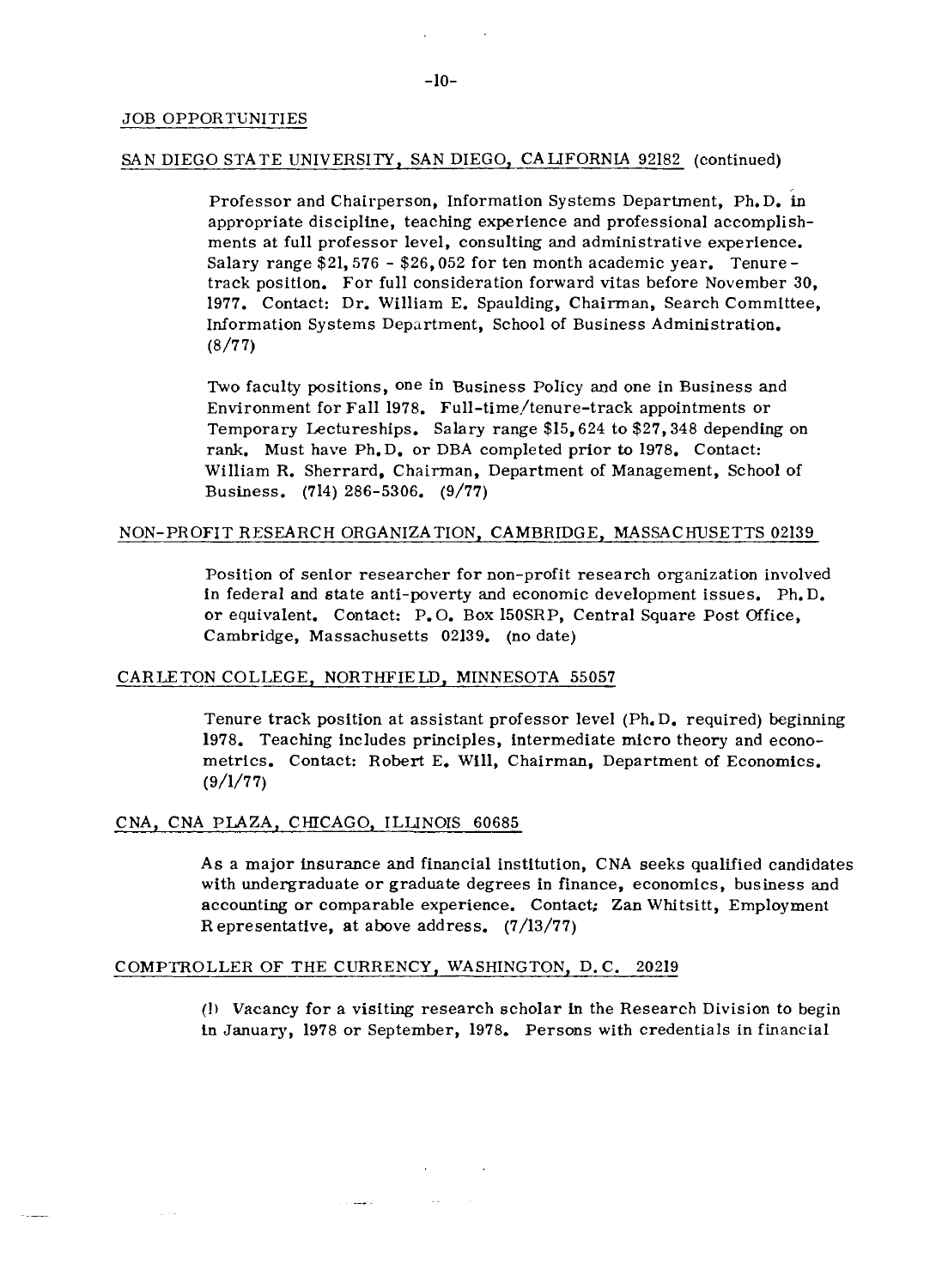## JOB OPPORTUNITIES

### SAN DIEGO STATE UNIVERSITY, SAN DIEGO, CALIFORNIA 92182 (continued)

Professor and Chairperson, Information Systems Department, Ph.D. in appropriate discipline, teaching experience and professional accomplishments at full professor level, consulting and administrative experience. Salary range $21,576 - $26,052 for ten month academic year. Tenure-track position. For full consideration forward vitas before November 30, 1977. Contact: Dr. William E. Spaulding, Chairman, Search Committee, Information Systems Department, School of Business Administration. (8/77)

Two faculty positions, one in Business Policy and one in Business and Environment for Fall 1978. Full-time/tenure-track appointments or Temporary Lectureships. Salary range $15,624 to $27,348 depending on rank. Must have Ph.D. or DBA completed prior to 1978. Contact: William R. Sherrard, Chairman, Department of Management, School of Business. (714) 286-5306. (9/77)

### NON-PROFIT RESEARCH ORGANIZATION, CAMBRIDGE, MASSACHUSETTS 02139

Position of senior researcher for non-profit research organization involved in federal and state anti-poverty and economic development issues. Ph.D. or equivalent. Contact: P.O. Box 150SRP, Central Square Post Office, Cambridge, Massachusetts 02139. (no date)

### CARLETON COLLEGE, NORTHFIELD, MINNESOTA 55057

Tenure track position at assistant professor level (Ph.D. required) beginning 1978. Teaching includes principles, intermediate micro theory and econometrics. Contact: Robert E. Will, Chairman, Department of Economics. (9/1/77)

### CNA, CNA PLAZA, CHICAGO, ILLINOIS 60685

As a major insurance and financial institution, CNA seeks qualified candidates with undergraduate or graduate degrees in finance, economics, business and accounting or comparable experience. Contact: Zan Whitsitt, Employment Representative, at above address. (7/13/77)

### COMPTROLLER OF THE CURRENCY, WASHINGTON, D.C. 20219

(1) Vacancy for a visiting research scholar in the Research Division to begin in January, 1978 or September, 1978. Persons with credentials in financial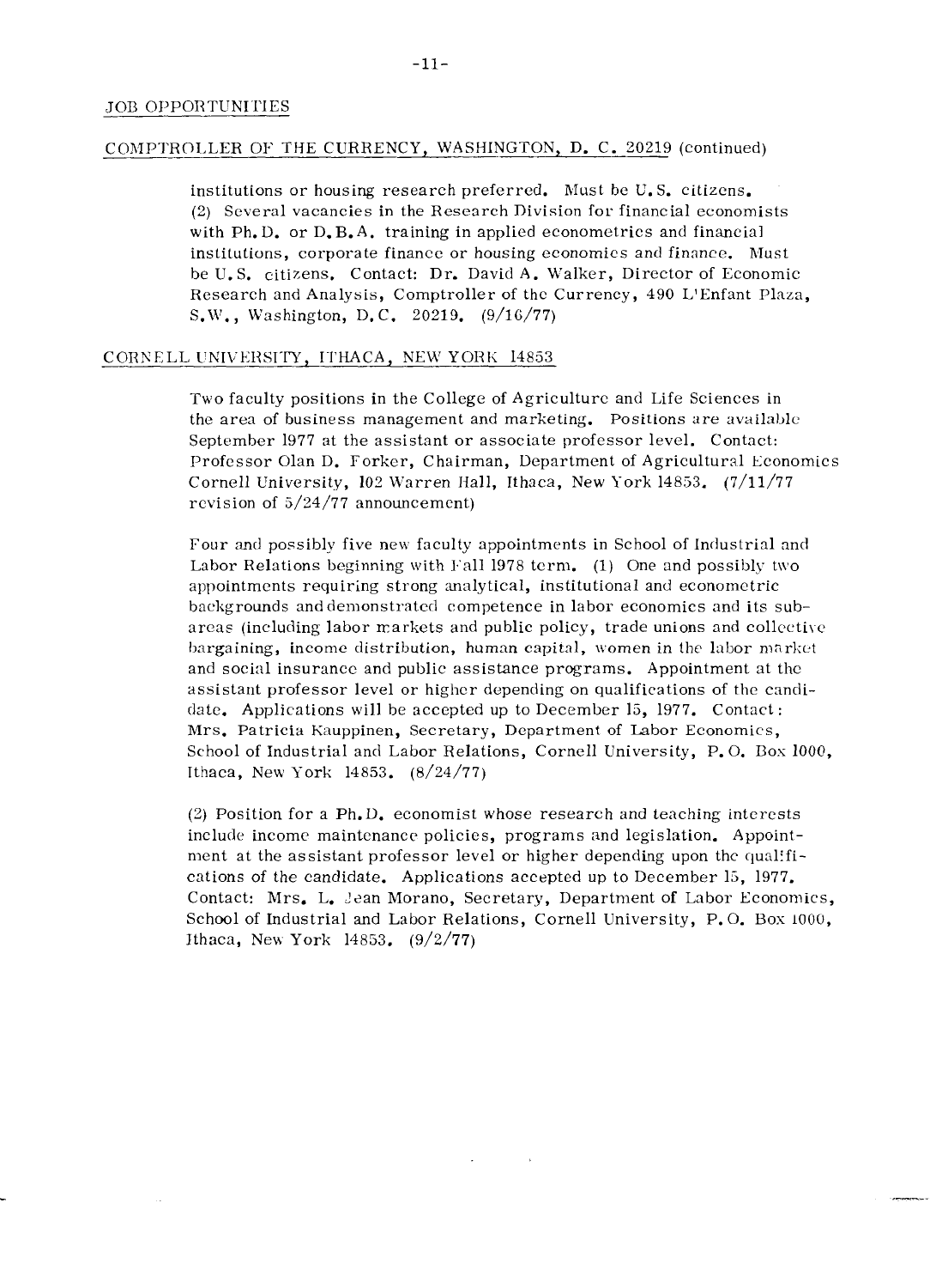## JOB OPPORTUNITIES

### COMPTROLLER OF THE CURRENCY, WASHINGTON, D. C. 20219 (continued)

institutions or housing research preferred. Must be U.S. citizens. (2) Several vacancies in the Research Division for financial economists with Ph.D. or D.B.A. training in applied econometrics and financial institutions, corporate finance or housing economics and finance. Must be U.S. citizens. Contact: Dr. David A. Walker, Director of Economic Research and Analysis, Comptroller of the Currency, 490 L'Enfant Plaza, S.W., Washington, D.C. 20219. (9/16/77)

### CORNELL UNIVERSITY, ITHACA, NEW YORK 14853

Two faculty positions in the College of Agriculture and Life Sciences in the area of business management and marketing. Positions are available September 1977 at the assistant or associate professor level. Contact: Professor Olan D. Forker, Chairman, Department of Agricultural Economics Cornell University, 102 Warren Hall, Ithaca, New York 14853. (7/11/77 revision of 5/24/77 announcement)

Four and possibly five new faculty appointments in School of Industrial and Labor Relations beginning with Fall 1978 term. (1) One and possibly two appointments requiring strong analytical, institutional and econometric backgrounds and demonstrated competence in labor economics and its sub-areas (including labor markets and public policy, trade unions and collective bargaining, income distribution, human capital, women in the labor market and social insurance and public assistance programs. Appointment at the assistant professor level or higher depending on qualifications of the candidate. Applications will be accepted up to December 15, 1977. Contact: Mrs. Patricia Kauppinen, Secretary, Department of Labor Economics, School of Industrial and Labor Relations, Cornell University, P.O. Box 1000, Ithaca, New York 14853. (8/24/77)

(2) Position for a Ph.D. economist whose research and teaching interests include income maintenance policies, programs and legislation. Appointment at the assistant professor level or higher depending upon the qualifications of the candidate. Applications accepted up to December 15, 1977. Contact: Mrs. L. Jean Morano, Secretary, Department of Labor Economics, School of Industrial and Labor Relations, Cornell University, P.O. Box 1000, Ithaca, New York 14853. (9/2/77)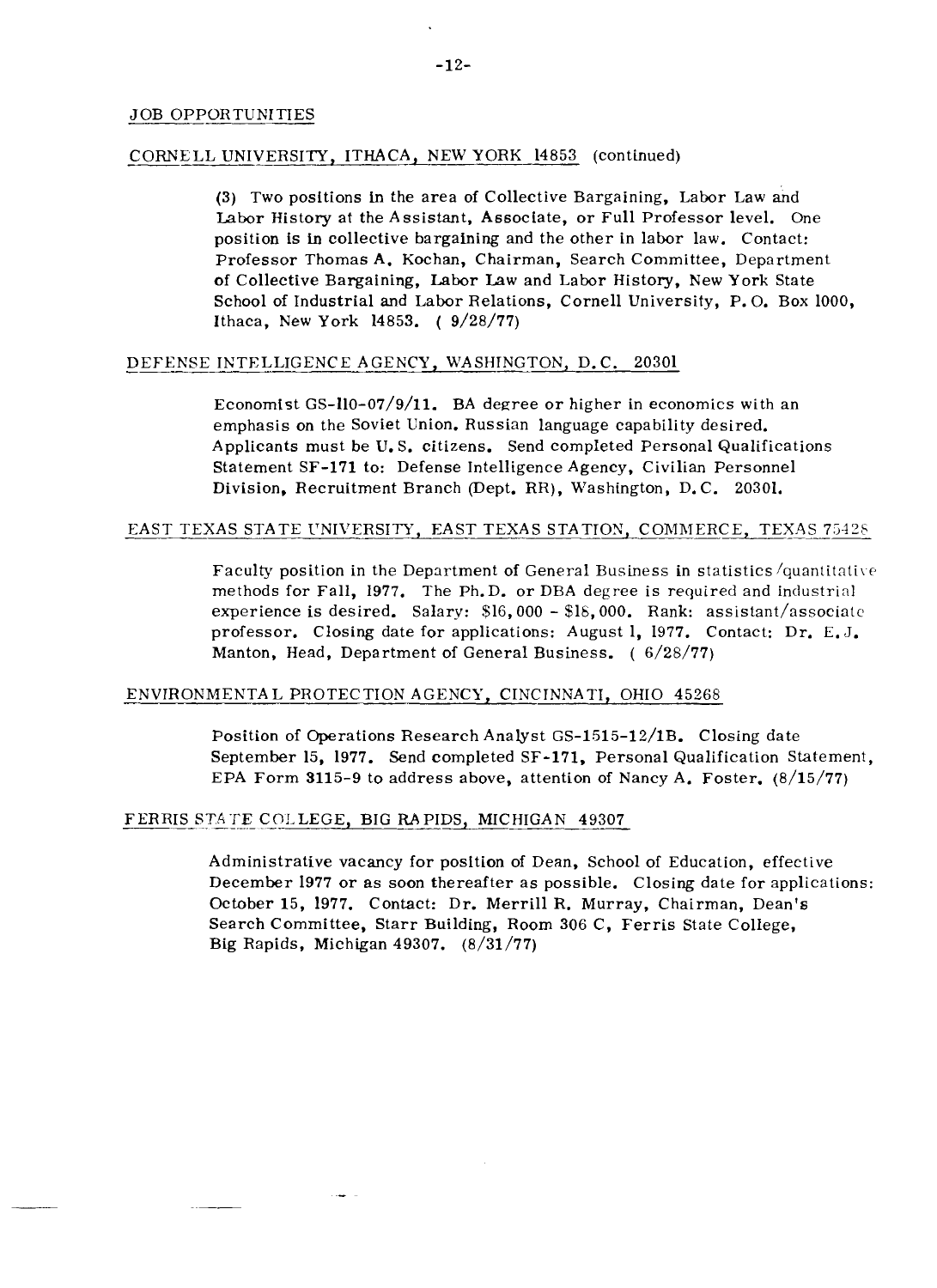## JOB OPPORTUNITIES

### CORNELL UNIVERSITY, ITHACA, NEW YORK 14853 (continued)

(3) Two positions in the area of Collective Bargaining, Labor Law and Labor History at the Assistant, Associate, or Full Professor level. One position is in collective bargaining and the other in labor law. Contact: Professor Thomas A. Kochan, Chairman, Search Committee, Department of Collective Bargaining, Labor Law and Labor History, New York State School of Industrial and Labor Relations, Cornell University, P.O. Box 1000, Ithaca, New York 14853. ( 9/28/77)

### DEFENSE INTELLIGENCE AGENCY, WASHINGTON, D.C. 20301

Economist GS-110-07/9/11. BA degree or higher in economics with an emphasis on the Soviet Union. Russian language capability desired. Applicants must be U.S. citizens. Send completed Personal Qualifications Statement SF-171 to: Defense Intelligence Agency, Civilian Personnel Division, Recruitment Branch (Dept. RR), Washington, D.C. 20301.

### EAST TEXAS STATE UNIVERSITY, EAST TEXAS STATION, COMMERCE, TEXAS 75428

Faculty position in the Department of General Business in statistics/quantitative methods for Fall, 1977. The Ph.D. or DBA degree is required and industrial experience is desired. Salary: $16,000 - $18,000. Rank: assistant/associate professor. Closing date for applications: August 1, 1977. Contact: Dr. E.J. Manton, Head, Department of General Business. ( 6/28/77)

### ENVIRONMENTAL PROTECTION AGENCY, CINCINNATI, OHIO 45268

Position of Operations Research Analyst GS-1515-12/1B. Closing date September 15, 1977. Send completed SF-171, Personal Qualification Statement, EPA Form 3115-9 to address above, attention of Nancy A. Foster. (8/15/77)

### FERRIS STATE COLLEGE, BIG RAPIDS, MICHIGAN 49307

Administrative vacancy for position of Dean, School of Education, effective December 1977 or as soon thereafter as possible. Closing date for applications: October 15, 1977. Contact: Dr. Merrill R. Murray, Chairman, Dean's Search Committee, Starr Building, Room 306 C, Ferris State College, Big Rapids, Michigan 49307. (8/31/77)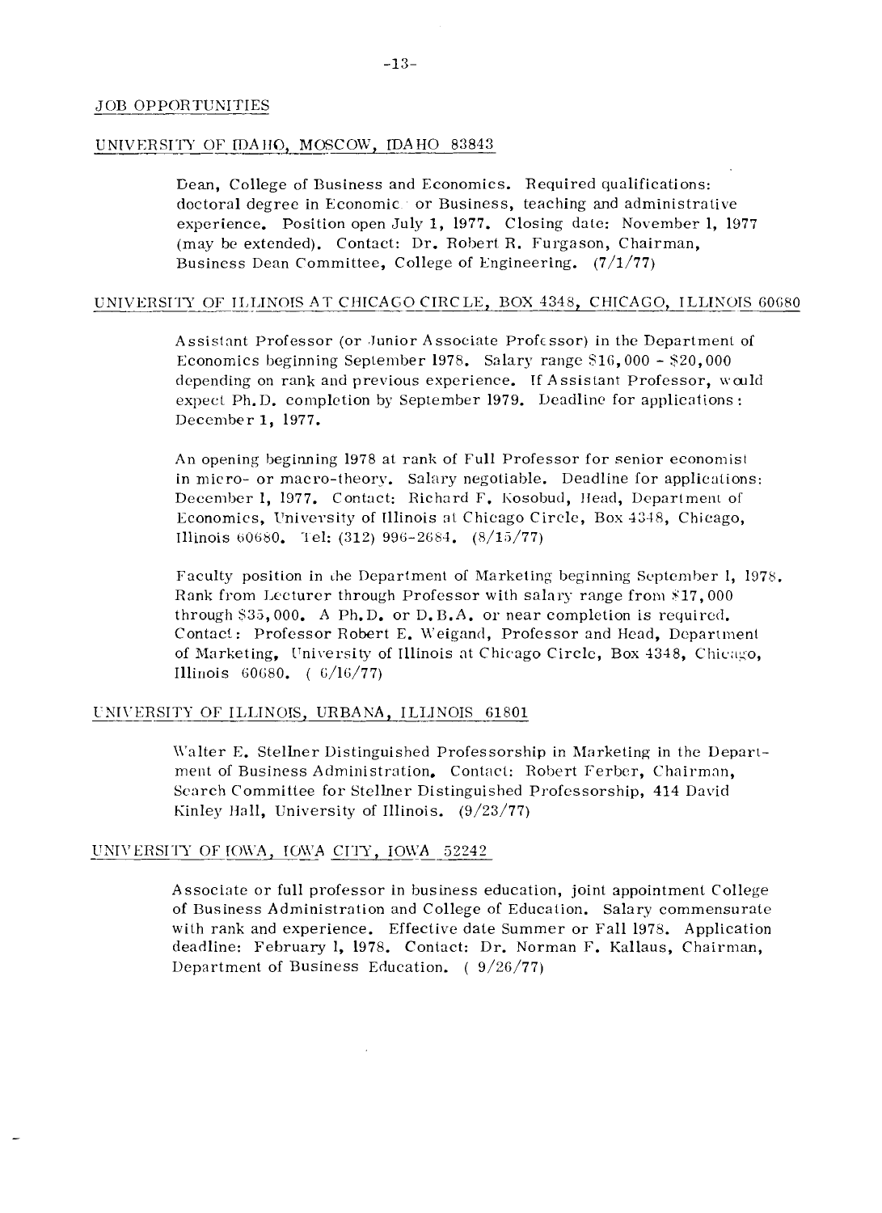## JOB OPPORTUNITIES

### UNIVERSITY OF IDAHO, MOSCOW, IDAHO 83843

Dean, College of Business and Economics. Required qualifications: doctoral degree in Economics or Business, teaching and administrative experience. Position open July 1, 1977. Closing date: November 1, 1977 (may be extended). Contact: Dr. Robert R. Furgason, Chairman, Business Dean Committee, College of Engineering. (7/1/77)

### UNIVERSITY OF ILLINOIS AT CHICAGO CIRCLE, BOX 4348, CHICAGO, ILLINOIS 60680

Assistant Professor (or Junior Associate Professor) in the Department of Economics beginning September 1978. Salary range $16,000 - $20,000 depending on rank and previous experience. If Assistant Professor, would expect Ph.D. completion by September 1979. Deadline for applications: December 1, 1977.

An opening beginning 1978 at rank of Full Professor for senior economist in micro- or macro-theory. Salary negotiable. Deadline for applications: December 1, 1977. Contact: Richard F. Kosobud, Head, Department of Economics, University of Illinois at Chicago Circle, Box 4348, Chicago, Illinois 60680. Tel: (312) 996-2684. (8/15/77)

Faculty position in the Department of Marketing beginning September 1, 1978. Rank from Lecturer through Professor with salary range from $17,000 through $35,000. A Ph.D. or D.B.A. or near completion is required. Contact: Professor Robert E. Weigand, Professor and Head, Department of Marketing, University of Illinois at Chicago Circle, Box 4348, Chicago, Illinois 60680. (6/16/77)

### UNIVERSITY OF ILLINOIS, URBANA, ILLINOIS 61801

Walter E. Stellner Distinguished Professorship in Marketing in the Department of Business Administration. Contact: Robert Ferber, Chairman, Search Committee for Stellner Distinguished Professorship, 414 David Kinley Hall, University of Illinois. (9/23/77)

### UNIVERSITY OF IOWA, IOWA CITY, IOWA 52242

Associate or full professor in business education, joint appointment College of Business Administration and College of Education. Salary commensurate with rank and experience. Effective date Summer or Fall 1978. Application deadline: February 1, 1978. Contact: Dr. Norman F. Kallaus, Chairman, Department of Business Education. (9/26/77)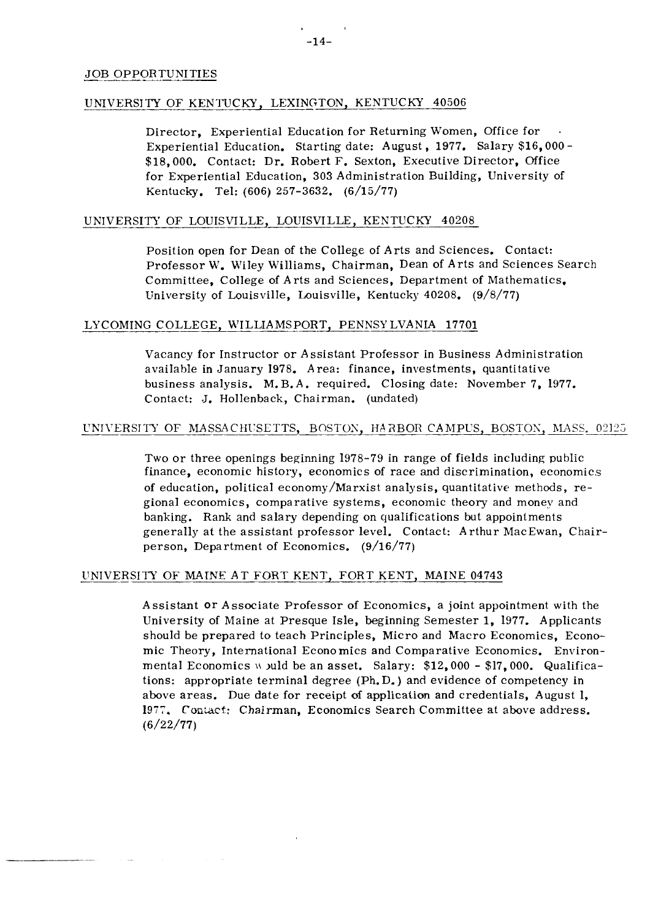## JOB OPPORTUNITIES

### UNIVERSITY OF KENTUCKY, LEXINGTON, KENTUCKY 40506

Director, Experiential Education for Returning Women, Office for Experiential Education. Starting date: August, 1977. Salary $16,000 - $18,000. Contact: Dr. Robert F. Sexton, Executive Director, Office for Experiential Education, 303 Administration Building, University of Kentucky. Tel: (606) 257-3632. (6/15/77)

### UNIVERSITY OF LOUISVILLE, LOUISVILLE, KENTUCKY 40208

Position open for Dean of the College of Arts and Sciences. Contact: Professor W. Wiley Williams, Chairman, Dean of Arts and Sciences Search Committee, College of Arts and Sciences, Department of Mathematics, University of Louisville, Louisville, Kentucky 40208. (9/8/77)

### LYCOMING COLLEGE, WILLIAMSPORT, PENNSYLVANIA 17701

Vacancy for Instructor or Assistant Professor in Business Administration available in January 1978. Area: finance, investments, quantitative business analysis. M.B.A. required. Closing date: November 7, 1977. Contact: J. Hollenback, Chairman. (undated)

### UNIVERSITY OF MASSACHUSETTS, BOSTON, HARBOR CAMPUS, BOSTON, MASS. 02125

Two or three openings beginning 1978-79 in range of fields including public finance, economic history, economics of race and discrimination, economics of education, political economy/Marxist analysis, quantitative methods, regional economics, comparative systems, economic theory and money and banking. Rank and salary depending on qualifications but appointments generally at the assistant professor level. Contact: Arthur MacEwan, Chairperson, Department of Economics. (9/16/77)

### UNIVERSITY OF MAINE AT FORT KENT, FORT KENT, MAINE 04743

Assistant or Associate Professor of Economics, a joint appointment with the University of Maine at Presque Isle, beginning Semester 1, 1977. Applicants should be prepared to teach Principles, Micro and Macro Economics, Economic Theory, International Economics and Comparative Economics. Environmental Economics would be an asset. Salary: $12,000 - $17,000. Qualifications: appropriate terminal degree (Ph.D.) and evidence of competency in above areas. Due date for receipt of application and credentials, August 1, 1977. Contact: Chairman, Economics Search Committee at above address. (6/22/77)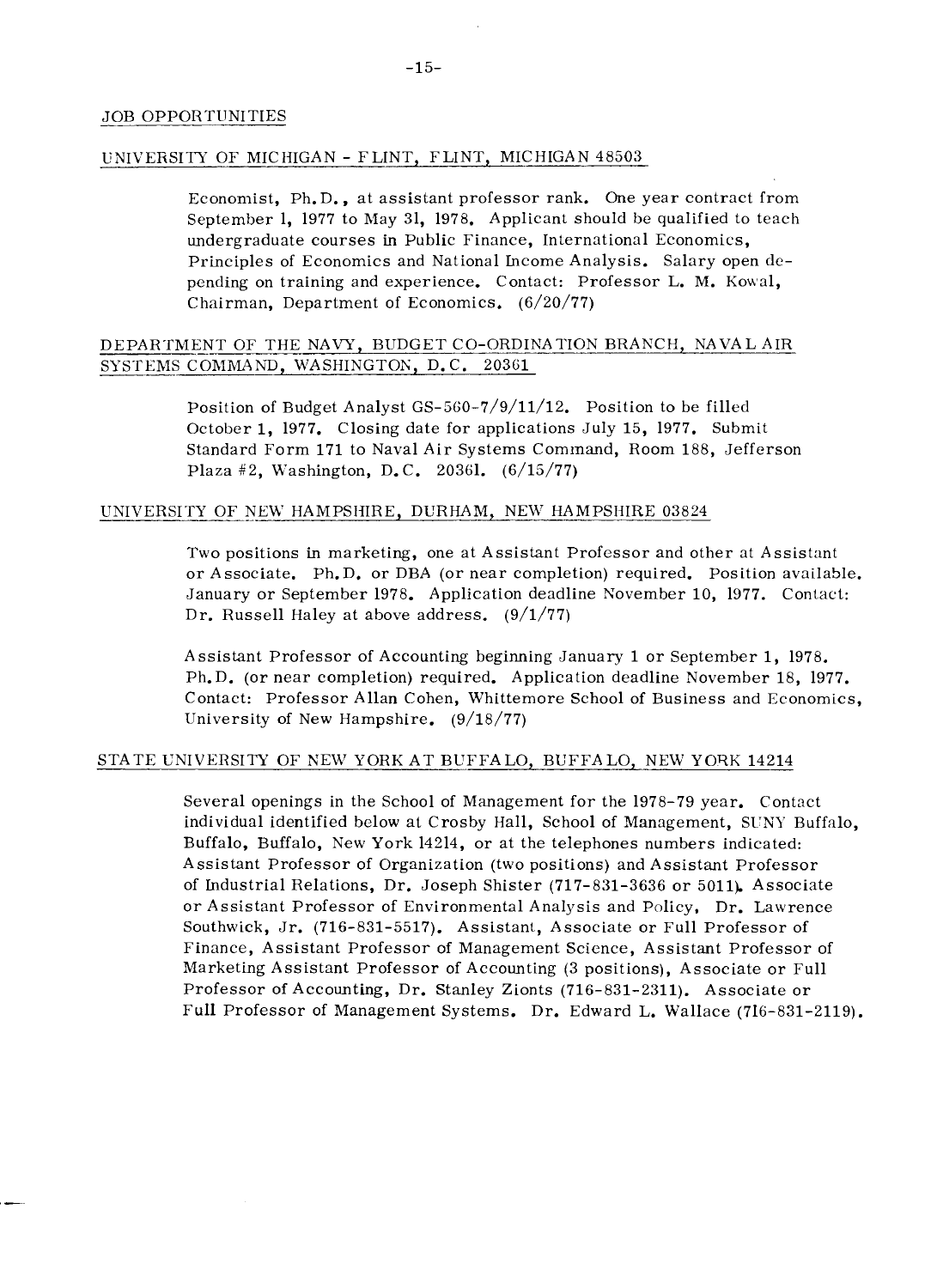## JOB OPPORTUNITIES

### UNIVERSITY OF MICHIGAN - FLINT, FLINT, MICHIGAN 48503

Economist, Ph.D., at assistant professor rank. One year contract from September 1, 1977 to May 31, 1978. Applicant should be qualified to teach undergraduate courses in Public Finance, International Economics, Principles of Economics and National Income Analysis. Salary open depending on training and experience. Contact: Professor L. M. Kowal, Chairman, Department of Economics. (6/20/77)

### DEPARTMENT OF THE NAVY, BUDGET CO-ORDINATION BRANCH, NAVAL AIR SYSTEMS COMMAND, WASHINGTON, D.C. 20361

Position of Budget Analyst GS-560-7/9/11/12. Position to be filled October 1, 1977. Closing date for applications July 15, 1977. Submit Standard Form 171 to Naval Air Systems Command, Room 188, Jefferson Plaza #2, Washington, D.C. 20361. (6/15/77)

### UNIVERSITY OF NEW HAMPSHIRE, DURHAM, NEW HAMPSHIRE 03824

Two positions in marketing, one at Assistant Professor and other at Assistant or Associate. Ph.D. or DBA (or near completion) required. Position available. January or September 1978. Application deadline November 10, 1977. Contact: Dr. Russell Haley at above address. (9/1/77)

Assistant Professor of Accounting beginning January 1 or September 1, 1978. Ph.D. (or near completion) required. Application deadline November 18, 1977. Contact: Professor Allan Cohen, Whittemore School of Business and Economics, University of New Hampshire. (9/18/77)

### STATE UNIVERSITY OF NEW YORK AT BUFFALO, BUFFALO, NEW YORK 14214

Several openings in the School of Management for the 1978-79 year. Contact individual identified below at Crosby Hall, School of Management, SUNY Buffalo, Buffalo, Buffalo, New York 14214, or at the telephones numbers indicated: Assistant Professor of Organization (two positions) and Assistant Professor of Industrial Relations, Dr. Joseph Shister (717-831-3636 or 5011). Associate or Assistant Professor of Environmental Analysis and Policy, Dr. Lawrence Southwick, Jr. (716-831-5517). Assistant, Associate or Full Professor of Finance, Assistant Professor of Management Science, Assistant Professor of Marketing Assistant Professor of Accounting (3 positions), Associate or Full Professor of Accounting, Dr. Stanley Zionts (716-831-2311). Associate or Full Professor of Management Systems. Dr. Edward L. Wallace (716-831-2119).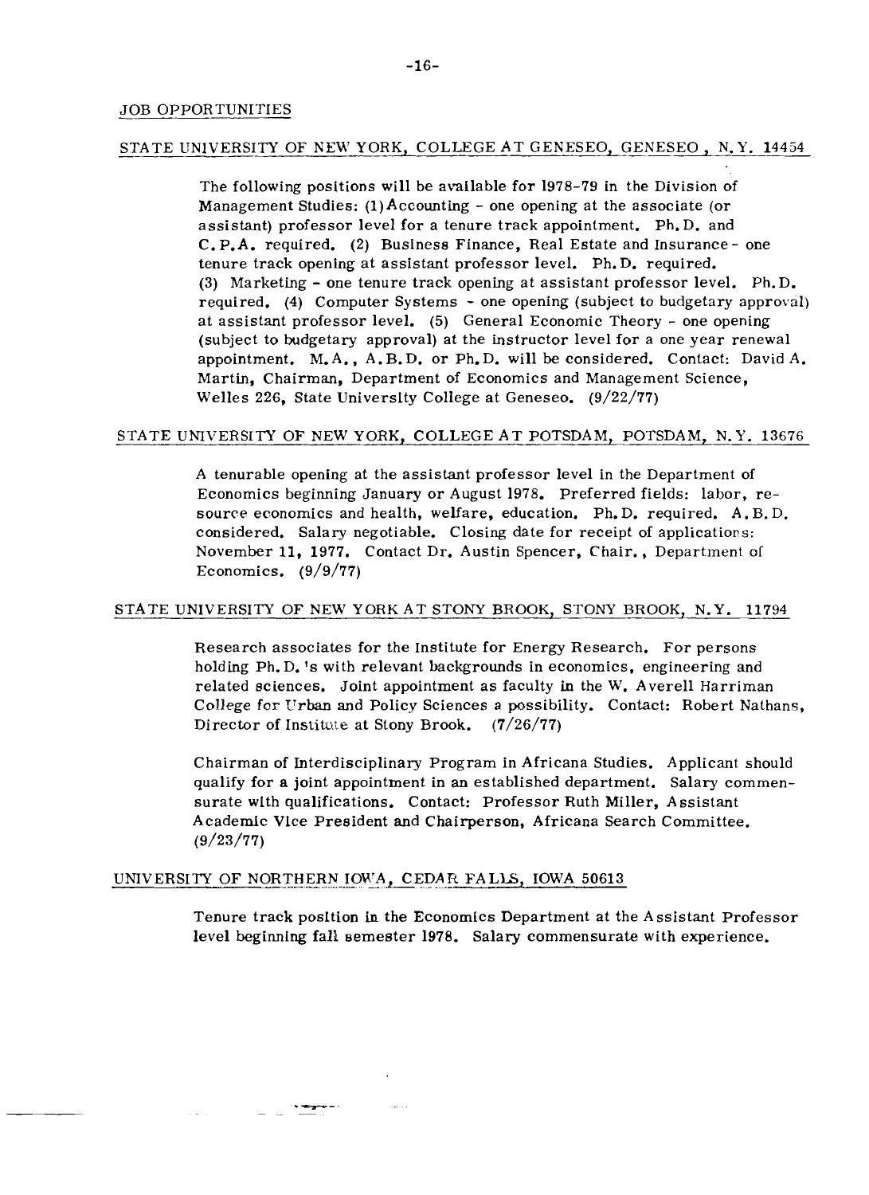## JOB OPPORTUNITIES

### STATE UNIVERSITY OF NEW YORK, COLLEGE AT GENESEO, GENESEO, N.Y. 14454

The following positions will be available for 1978-79 in the Division of Management Studies: (1) Accounting - one opening at the associate (or assistant) professor level for a tenure track appointment. Ph.D. and C.P.A. required. (2) Business Finance, Real Estate and Insurance - one tenure track opening at assistant professor level. Ph.D. required. (3) Marketing - one tenure track opening at assistant professor level. Ph.D. required. (4) Computer Systems - one opening (subject to budgetary approval) at assistant professor level. (5) General Economic Theory - one opening (subject to budgetary approval) at the instructor level for a one year renewal appointment. M.A., A.B.D. or Ph.D. will be considered. Contact: David A. Martin, Chairman, Department of Economics and Management Science, Welles 226, State University College at Geneseo. (9/22/77)

### STATE UNIVERSITY OF NEW YORK, COLLEGE AT POTSDAM, POTSDAM, N.Y. 13676

A tenurable opening at the assistant professor level in the Department of Economics beginning January or August 1978. Preferred fields: labor, resource economics and health, welfare, education. Ph.D. required. A.B.D. considered. Salary negotiable. Closing date for receipt of applications: November 11, 1977. Contact Dr. Austin Spencer, Chair., Department of Economics. (9/9/77)

### STATE UNIVERSITY OF NEW YORK AT STONY BROOK, STONY BROOK, N.Y. 11794

Research associates for the Institute for Energy Research. For persons holding Ph.D.'s with relevant backgrounds in economics, engineering and related sciences. Joint appointment as faculty in the W. Averell Harriman College for Urban and Policy Sciences a possibility. Contact: Robert Nathans, Director of Institute at Stony Brook. (7/26/77)

Chairman of Interdisciplinary Program in Africana Studies. Applicant should qualify for a joint appointment in an established department. Salary commensurate with qualifications. Contact: Professor Ruth Miller, Assistant Academic Vice President and Chairperson, Africana Search Committee. (9/23/77)

### UNIVERSITY OF NORTHERN IOWA, CEDAR FALLS, IOWA 50613

Tenure track position in the Economics Department at the Assistant Professor level beginning fall semester 1978. Salary commensurate with experience.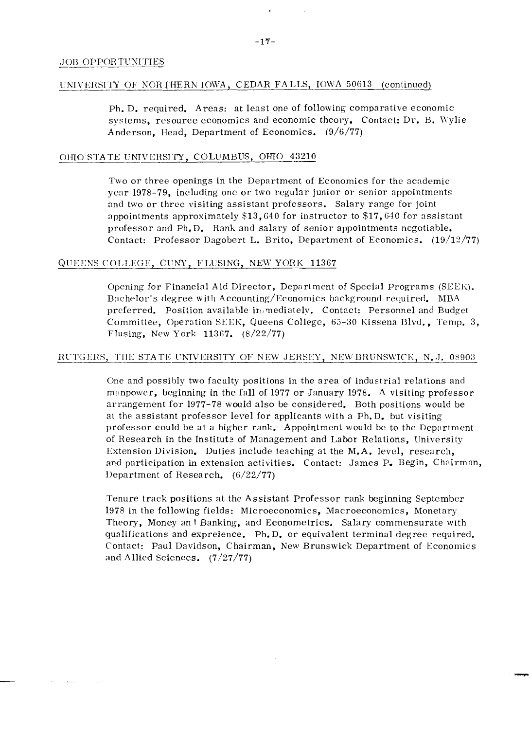## JOB OPPORTUNITIES

### UNIVERSITY OF NORTHERN IOWA, CEDAR FALLS, IOWA 50613 (continued)

Ph. D. required. Areas: at least one of following comparative economic systems, resource economics and economic theory. Contact: Dr. B. Wylie Anderson, Head, Department of Economics. (9/6/77)

### OHIO STATE UNIVERSITY, COLUMBUS, OHIO 43210

Two or three openings in the Department of Economics for the academic year 1978-79, including one or two regular junior or senior appointments and two or three visiting assistant professors. Salary range for joint appointments approximately $13,640 for instructor to $17,640 for assistant professor and Ph.D. Rank and salary of senior appointments negotiable. Contact: Professor Dagobert L. Brito, Department of Economics. (19/12/77)

### QUEENS COLLEGE, CUNY, FLUSING, NEW YORK 11367

Opening for Financial Aid Director, Department of Special Programs (SEEK). Bachelor's degree with Accounting/Economics background required. MBA preferred. Position available immediately. Contact: Personnel and Budget Committee, Operation SEEK, Queens College, 65-30 Kissena Blvd., Temp. 3, Flusing, New York 11367. (8/22/77)

### RUTGERS, THE STATE UNIVERSITY OF NEW JERSEY, NEW BRUNSWICK, N.J. 08903

One and possibly two faculty positions in the area of industrial relations and manpower, beginning in the fall of 1977 or January 1978. A visiting professor arrangement for 1977-78 would also be considered. Both positions would be at the assistant professor level for applicants with a Ph.D. but visiting professor could be at a higher rank. Appointment would be to the Department of Research in the Institute of Management and Labor Relations, University Extension Division. Duties include teaching at the M.A. level, research, and participation in extension activities. Contact: James P. Begin, Chairman, Department of Research. (6/22/77)

Tenure track positions at the Assistant Professor rank beginning September 1978 in the following fields: Microeconomics, Macroeconomics, Monetary Theory, Money and Banking, and Econometrics. Salary commensurate with qualifications and expreience. Ph.D. or equivalent terminal degree required. Contact: Paul Davidson, Chairman, New Brunswick Department of Economics and Allied Sciences. (7/27/77)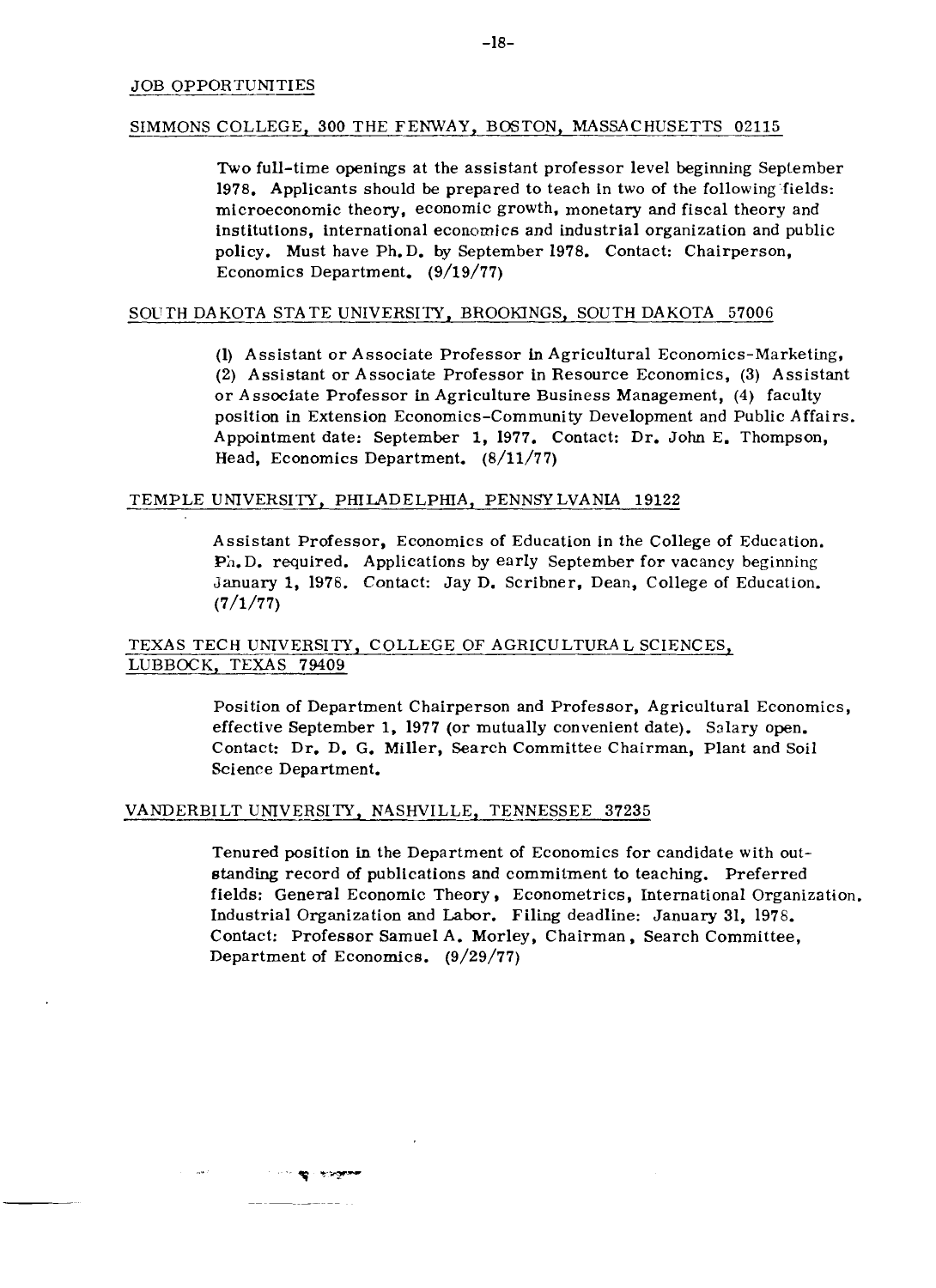## JOB OPPORTUNITIES

### SIMMONS COLLEGE, 300 THE FENWAY, BOSTON, MASSACHUSETTS 02115

Two full-time openings at the assistant professor level beginning September 1978. Applicants should be prepared to teach in two of the following fields: microeconomic theory, economic growth, monetary and fiscal theory and institutions, international economics and industrial organization and public policy. Must have Ph.D. by September 1978. Contact: Chairperson, Economics Department. (9/19/77)

### SOUTH DAKOTA STATE UNIVERSITY, BROOKINGS, SOUTH DAKOTA 57006

(1) Assistant or Associate Professor in Agricultural Economics-Marketing, (2) Assistant or Associate Professor in Resource Economics, (3) Assistant or Associate Professor in Agriculture Business Management, (4) faculty position in Extension Economics-Community Development and Public Affairs. Appointment date: September 1, 1977. Contact: Dr. John E. Thompson, Head, Economics Department. (8/11/77)

### TEMPLE UNIVERSITY, PHILADELPHIA, PENNSYLVANIA 19122

Assistant Professor, Economics of Education in the College of Education. Ph.D. required. Applications by early September for vacancy beginning January 1, 1978. Contact: Jay D. Scribner, Dean, College of Education. (7/1/77)

### TEXAS TECH UNIVERSITY, COLLEGE OF AGRICULTURAL SCIENCES, LUBBOCK, TEXAS 79409

Position of Department Chairperson and Professor, Agricultural Economics, effective September 1, 1977 (or mutually convenient date). Salary open. Contact: Dr. D. G. Miller, Search Committee Chairman, Plant and Soil Science Department.

### VANDERBILT UNIVERSITY, NASHVILLE, TENNESSEE 37235

Tenured position in the Department of Economics for candidate with outstanding record of publications and commitment to teaching. Preferred fields: General Economic Theory, Econometrics, International Organization. Industrial Organization and Labor. Filing deadline: January 31, 1978. Contact: Professor Samuel A. Morley, Chairman, Search Committee, Department of Economics. (9/29/77)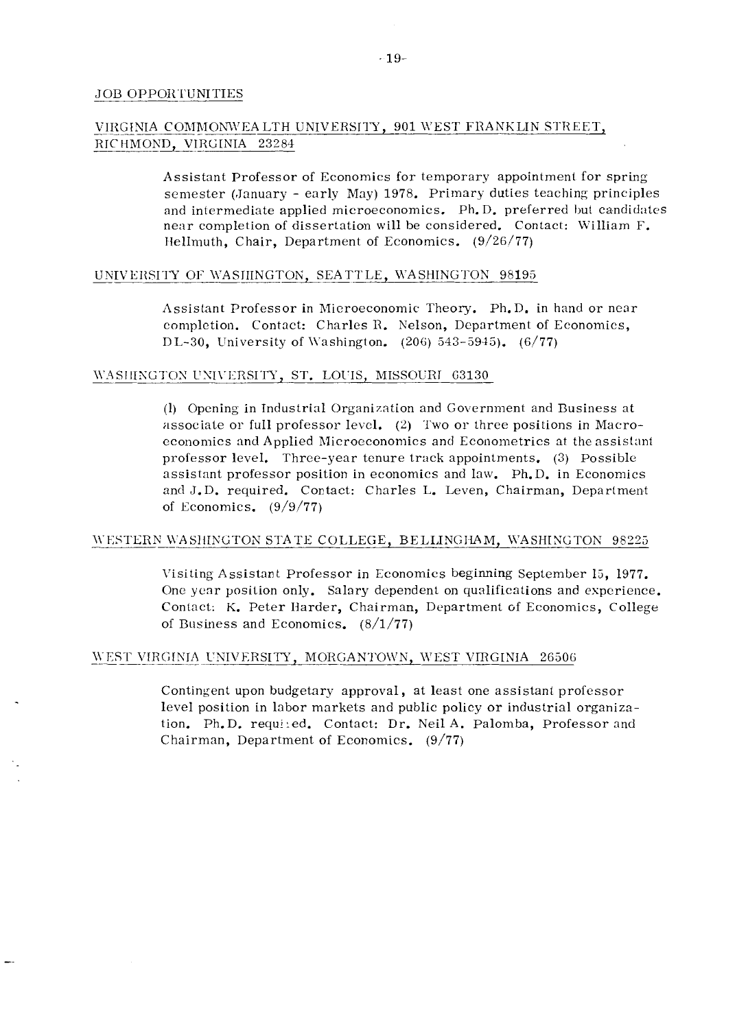## JOB OPPORTUNITIES

### VIRGINIA COMMONWEALTH UNIVERSITY, 901 WEST FRANKLIN STREET, RICHMOND, VIRGINIA 23284

Assistant Professor of Economics for temporary appointment for spring semester (January - early May) 1978. Primary duties teaching principles and intermediate applied microeconomics. Ph.D. preferred but candidates near completion of dissertation will be considered. Contact: William F. Hellmuth, Chair, Department of Economics. (9/26/77)

### UNIVERSITY OF WASHINGTON, SEATTLE, WASHINGTON 98195

Assistant Professor in Microeconomic Theory. Ph.D. in hand or near completion. Contact: Charles R. Nelson, Department of Economics, DL-30, University of Washington. (206) 543-5945). (6/77)

### WASHINGTON UNIVERSITY, ST. LOUIS, MISSOURI 63130

(1) Opening in Industrial Organization and Government and Business at associate or full professor level. (2) Two or three positions in Macroeconomics and Applied Microeconomics and Econometrics at the assistant professor level. Three-year tenure track appointments. (3) Possible assistant professor position in economics and law. Ph.D. in Economics and J.D. required. Contact: Charles L. Leven, Chairman, Department of Economics. (9/9/77)

### WESTERN WASHINGTON STATE COLLEGE, BELLINGHAM, WASHINGTON 98225

Visiting Assistant Professor in Economics beginning September 15, 1977. One year position only. Salary dependent on qualifications and experience. Contact: K. Peter Harder, Chairman, Department of Economics, College of Business and Economics. (8/1/77)

### WEST VIRGINIA UNIVERSITY, MORGANTOWN, WEST VIRGINIA 26506

Contingent upon budgetary approval, at least one assistant professor level position in labor markets and public policy or industrial organization. Ph.D. required. Contact: Dr. Neil A. Palomba, Professor and Chairman, Department of Economics. (9/77)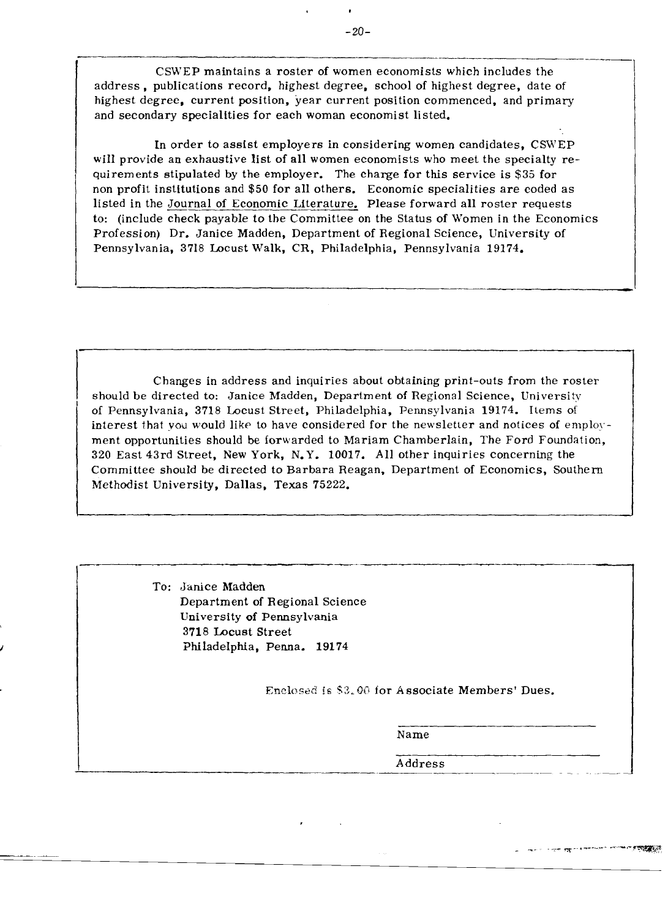CSWEP maintains a roster of women economists which includes the address, publications record, highest degree, school of highest degree, date of highest degree, current position, year current position commenced, and primary and secondary specialities for each woman economist listed.

In order to assist employers in considering women candidates, CSWEP will provide an exhaustive list of all women economists who meet the specialty requirements stipulated by the employer. The charge for this service is $35 for non profit institutions and $50 for all others. Economic specialities are coded as listed in the Journal of Economic Literature. Please forward all roster requests to: (include check payable to the Committee on the Status of Women in the Economics Profession) Dr. Janice Madden, Department of Regional Science, University of Pennsylvania, 3718 Locust Walk, CR, Philadelphia, Pennsylvania 19174.

---

Changes in address and inquiries about obtaining print-outs from the roster should be directed to: Janice Madden, Department of Regional Science, University of Pennsylvania, 3718 Locust Street, Philadelphia, Pennsylvania 19174. Items of interest that you would like to have considered for the newsletter and notices of employment opportunities should be forwarded to Mariam Chamberlain, The Ford Foundation, 320 East 43rd Street, New York, N.Y. 10017. All other inquiries concerning the Committee should be directed to Barbara Reagan, Department of Economics, Southern Methodist University, Dallas, Texas 75222.

---

To: Janice Madden
Department of Regional Science
University of Pennsylvania
3718 Locust Street
Philadelphia, Penna. 19174

Enclosed is $3.00 for Associate Members' Dues.

Name

Address